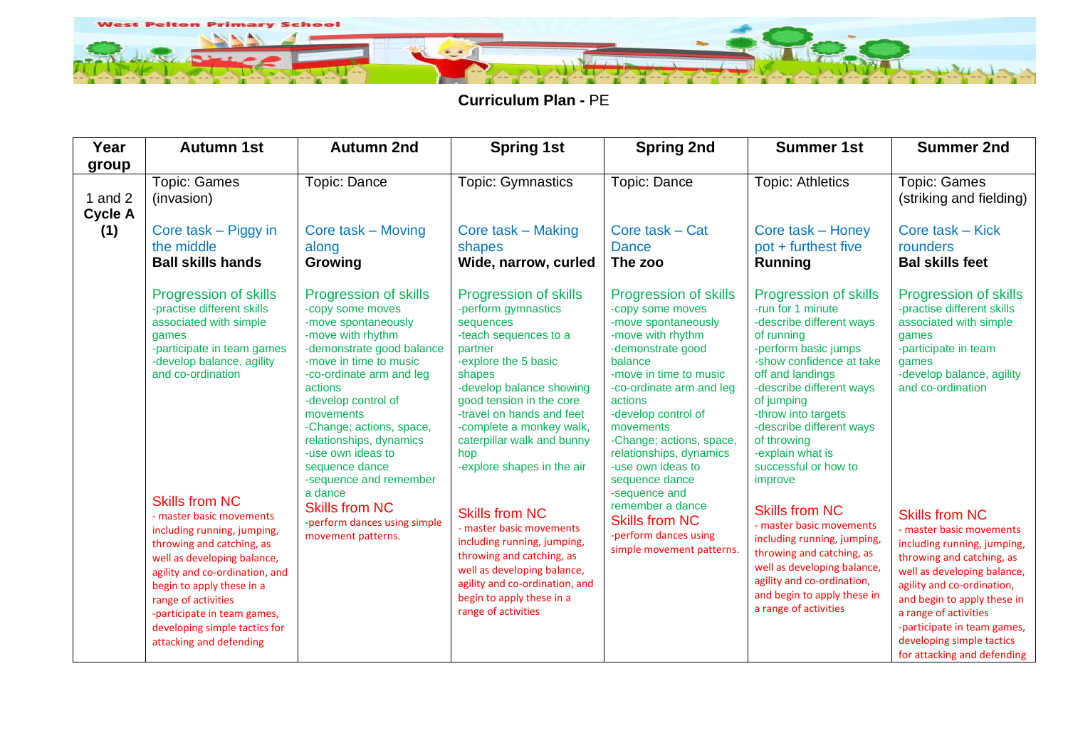West Pelton Primary School

# Curriculum Plan - PE

| Year group | Autumn 1st | Autumn 2nd | Spring 1st | Spring 2nd | Summer 1st | Summer 2nd |
|---|---|---|---|---|---|---|
| 1 and 2 Cycle A (1) | Topic: Games (invasion)<br><br>Core task – Piggy in the middle<br>**Ball skills hands**<br><br>Progression of skills<br>-practise different skills associated with simple games<br>-participate in team games<br>-develop balance, agility and co-ordination<br><br>Skills from NC<br>- master basic movements including running, jumping, throwing and catching, as well as developing balance, agility and co-ordination, and begin to apply these in a range of activities<br>-participate in team games, developing simple tactics for attacking and defending | Topic: Dance<br><br>Core task – Moving along<br>**Growing**<br><br>Progression of skills<br>-copy some moves<br>-move spontaneously<br>-move with rhythm<br>-demonstrate good balance<br>-move in time to music<br>-co-ordinate arm and leg actions<br>-develop control of movements<br>-Change; actions, space, relationships, dynamics<br>-use own ideas to sequence dance<br>-sequence and remember a dance<br><br>Skills from NC<br>-perform dances using simple movement patterns. | Topic: Gymnastics<br><br>Core task – Making shapes<br>**Wide, narrow, curled**<br><br>Progression of skills<br>-perform gymnastics sequences<br>-teach sequences to a partner<br>-explore the 5 basic shapes<br>-develop balance showing good tension in the core<br>-travel on hands and feet<br>-complete a monkey walk, caterpillar walk and bunny hop<br>-explore shapes in the air<br><br>Skills from NC<br>- master basic movements including running, jumping, throwing and catching, as well as developing balance, agility and co-ordination, and begin to apply these in a range of activities | Topic: Dance<br><br>Core task – Cat Dance<br>**The zoo**<br><br>Progression of skills<br>-copy some moves<br>-move spontaneously<br>-move with rhythm<br>-demonstrate good balance<br>-move in time to music<br>-co-ordinate arm and leg actions<br>-develop control of movements<br>-Change; actions, space, relationships, dynamics<br>-use own ideas to sequence dance<br>-sequence and remember a dance<br><br>Skills from NC<br>-perform dances using simple movement patterns. | Topic: Athletics<br><br>Core task – Honey pot + furthest five<br>**Running**<br><br>Progression of skills<br>-run for 1 minute<br>-describe different ways of running<br>-perform basic jumps<br>-show confidence at take off and landings<br>-describe different ways of jumping<br>-throw into targets<br>-describe different ways of throwing<br>-explain what is successful or how to improve<br><br>Skills from NC<br>- master basic movements including running, jumping, throwing and catching, as well as developing balance, agility and co-ordination, and begin to apply these in a range of activities | Topic: Games (striking and fielding)<br><br>Core task – Kick rounders<br>**Bal skills feet**<br><br>Progression of skills<br>-practise different skills associated with simple games<br>-participate in team games<br>-develop balance, agility and co-ordination<br><br>Skills from NC<br>- master basic movements including running, jumping, throwing and catching, as well as developing balance, agility and co-ordination, and begin to apply these in a range of activities<br>-participate in team games, developing simple tactics for attacking and defending |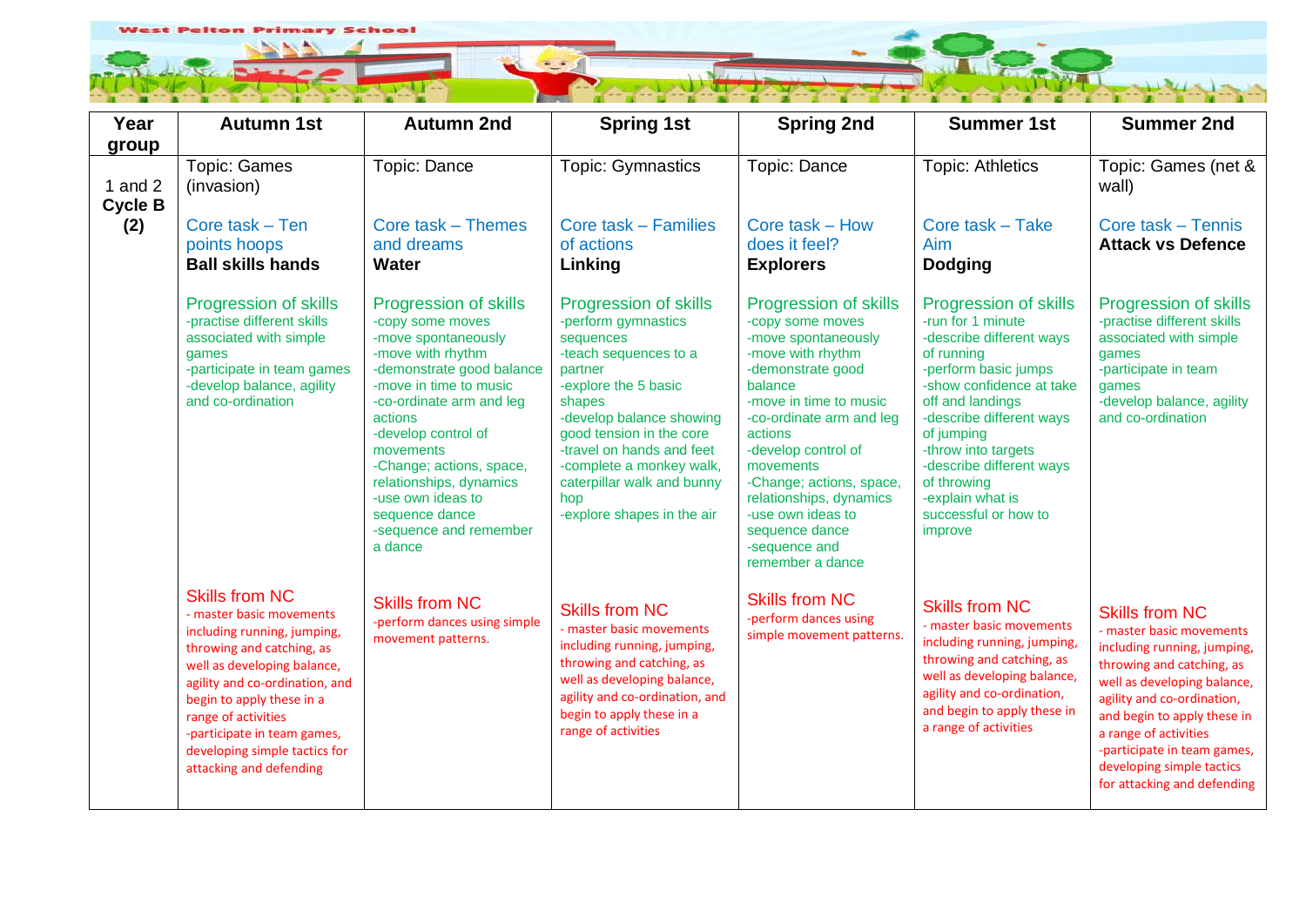West Pelton Primary School

| Year group | Autumn 1st | Autumn 2nd | Spring 1st | Spring 2nd | Summer 1st | Summer 2nd |
|---|---|---|---|---|---|---|
| 1 and 2 **Cycle B (2)** | Topic: Games (invasion)<br><br>Core task – Ten points hoops<br>**Ball skills hands**<br><br>Progression of skills<br>-practise different skills associated with simple games<br>-participate in team games<br>-develop balance, agility and co-ordination<br><br>Skills from NC<br>- master basic movements including running, jumping, throwing and catching, as well as developing balance, agility and co-ordination, and begin to apply these in a range of activities<br>-participate in team games, developing simple tactics for attacking and defending | Topic: Dance<br><br>Core task – Themes and dreams<br>**Water**<br><br>Progression of skills<br>-copy some moves<br>-move spontaneously<br>-move with rhythm<br>-demonstrate good balance<br>-move in time to music<br>-co-ordinate arm and leg actions<br>-develop control of movements<br>-Change; actions, space, relationships, dynamics<br>-use own ideas to sequence dance<br>-sequence and remember a dance<br><br>Skills from NC<br>-perform dances using simple movement patterns. | Topic: Gymnastics<br><br>Core task – Families of actions<br>**Linking**<br><br>Progression of skills<br>-perform gymnastics sequences<br>-teach sequences to a partner<br>-explore the 5 basic shapes<br>-develop balance showing good tension in the core<br>-travel on hands and feet<br>-complete a monkey walk, caterpillar walk and bunny hop<br>-explore shapes in the air<br><br>Skills from NC<br>- master basic movements including running, jumping, throwing and catching, as well as developing balance, agility and co-ordination, and begin to apply these in a range of activities | Topic: Dance<br><br>Core task – How does it feel?<br>**Explorers**<br><br>Progression of skills<br>-copy some moves<br>-move spontaneously<br>-move with rhythm<br>-demonstrate good balance<br>-move in time to music<br>-co-ordinate arm and leg actions<br>-develop control of movements<br>-Change; actions, space, relationships, dynamics<br>-use own ideas to sequence dance<br>-sequence and remember a dance<br><br>Skills from NC<br>-perform dances using simple movement patterns. | Topic: Athletics<br><br>Core task – Take Aim<br>**Dodging**<br><br>Progression of skills<br>-run for 1 minute<br>-describe different ways of running<br>-perform basic jumps<br>-show confidence at take off and landings<br>-describe different ways of jumping<br>-throw into targets<br>-describe different ways of throwing<br>-explain what is successful or how to improve<br><br>Skills from NC<br>- master basic movements including running, jumping, throwing and catching, as well as developing balance, agility and co-ordination, and begin to apply these in a range of activities | Topic: Games (net & wall)<br><br>Core task – Tennis<br>**Attack vs Defence**<br><br>Progression of skills<br>-practise different skills associated with simple games<br>-participate in team games<br>-develop balance, agility and co-ordination<br><br>Skills from NC<br>- master basic movements including running, jumping, throwing and catching, as well as developing balance, agility and co-ordination, and begin to apply these in a range of activities<br>-participate in team games, developing simple tactics for attacking and defending |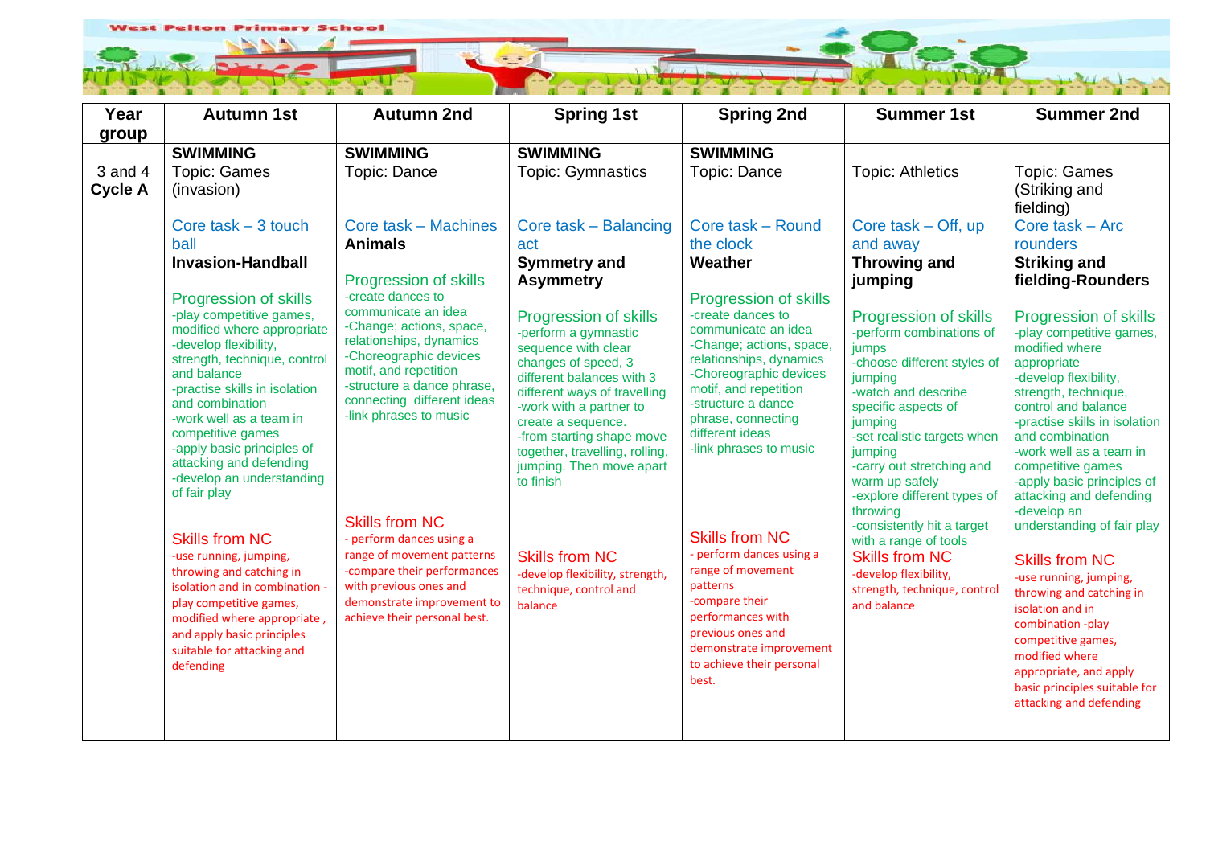West Pelton Primary School

| Year group | Autumn 1st | Autumn 2nd | Spring 1st | Spring 2nd | Summer 1st | Summer 2nd |
|---|---|---|---|---|---|---|
| 3 and 4 **Cycle A** | **SWIMMING**<br>Topic: Games (invasion)<br><br>Core task – 3 touch ball<br>**Invasion-Handball**<br><br>Progression of skills<br>-play competitive games, modified where appropriate<br>-develop flexibility, strength, technique, control and balance<br>-practise skills in isolation and combination<br>-work well as a team in competitive games<br>-apply basic principles of attacking and defending<br>-develop an understanding of fair play<br><br>Skills from NC<br>-use running, jumping, throwing and catching in isolation and in combination -play competitive games, modified where appropriate , and apply basic principles suitable for attacking and defending | **SWIMMING**<br>Topic: Dance<br><br>Core task – Machines<br>**Animals**<br><br>Progression of skills<br>-create dances to communicate an idea<br>-Change; actions, space, relationships, dynamics<br>-Choreographic devices motif, and repetition<br>-structure a dance phrase, connecting different ideas<br>-link phrases to music<br><br>Skills from NC<br>- perform dances using a range of movement patterns<br>-compare their performances with previous ones and demonstrate improvement to achieve their personal best. | **SWIMMING**<br>Topic: Gymnastics<br><br>Core task – Balancing act<br>**Symmetry and Asymmetry**<br><br>Progression of skills<br>-perform a gymnastic sequence with clear changes of speed, 3 different balances with 3 different ways of travelling<br>-work with a partner to create a sequence.<br>-from starting shape move together, travelling, rolling, jumping. Then move apart to finish<br><br>Skills from NC<br>-develop flexibility, strength, technique, control and balance | **SWIMMING**<br>Topic: Dance<br><br>Core task – Round the clock<br>**Weather**<br><br>Progression of skills<br>-create dances to communicate an idea<br>-Change; actions, space, relationships, dynamics<br>-Choreographic devices motif, and repetition<br>-structure a dance phrase, connecting different ideas<br>-link phrases to music<br><br>Skills from NC<br>- perform dances using a range of movement patterns<br>-compare their performances with previous ones and demonstrate improvement to achieve their personal best. | Topic: Athletics<br><br>Core task – Off, up and away<br>**Throwing and jumping**<br><br>Progression of skills<br>-perform combinations of jumps<br>-choose different styles of jumping<br>-watch and describe specific aspects of jumping<br>-set realistic targets when jumping<br>-carry out stretching and warm up safely<br>-explore different types of throwing<br>-consistently hit a target with a range of tools<br>Skills from NC<br>-develop flexibility, strength, technique, control and balance | Topic: Games (Striking and fielding)<br>Core task – Arc rounders<br>**Striking and fielding-Rounders**<br><br>Progression of skills<br>-play competitive games, modified where appropriate<br>-develop flexibility, strength, technique, control and balance<br>-practise skills in isolation and combination<br>-work well as a team in competitive games<br>-apply basic principles of attacking and defending<br>-develop an understanding of fair play<br><br>Skills from NC<br>-use running, jumping, throwing and catching in isolation and in combination -play competitive games, modified where appropriate, and apply basic principles suitable for attacking and defending |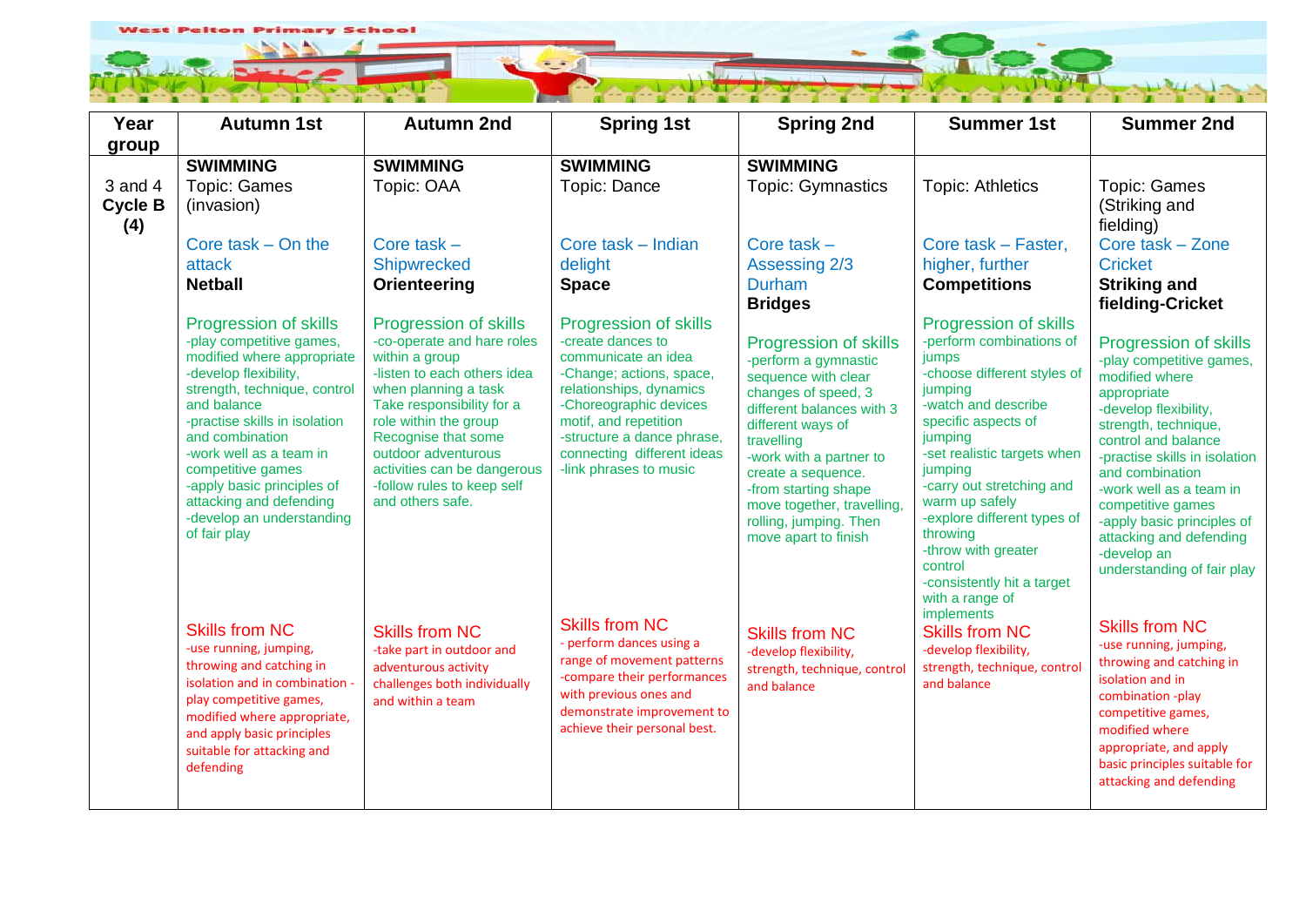**West Pelton Primary School**

| Year group | Autumn 1st | Autumn 2nd | Spring 1st | Spring 2nd | Summer 1st | Summer 2nd |
|---|---|---|---|---|---|---|
| 3 and 4 **Cycle B (4)** | **SWIMMING**<br>Topic: Games (invasion)<br><br>Core task – On the attack<br>**Netball**<br><br>Progression of skills<br>-play competitive games, modified where appropriate<br>-develop flexibility, strength, technique, control and balance<br>-practise skills in isolation and combination<br>-work well as a team in competitive games<br>-apply basic principles of attacking and defending<br>-develop an understanding of fair play<br><br>Skills from NC<br>-use running, jumping, throwing and catching in isolation and in combination -play competitive games, modified where appropriate, and apply basic principles suitable for attacking and defending | **SWIMMING**<br>Topic: OAA<br><br>Core task – Shipwrecked<br>**Orienteering**<br><br>Progression of skills<br>-co-operate and hare roles within a group<br>-listen to each others idea when planning a task<br>Take responsibility for a role within the group<br>Recognise that some outdoor adventurous activities can be dangerous<br>-follow rules to keep self and others safe.<br><br>Skills from NC<br>-take part in outdoor and adventurous activity challenges both individually and within a team | **SWIMMING**<br>Topic: Dance<br><br>Core task – Indian delight<br>**Space**<br><br>Progression of skills<br>-create dances to communicate an idea<br>-Change; actions, space, relationships, dynamics<br>-Choreographic devices motif, and repetition<br>-structure a dance phrase, connecting different ideas<br>-link phrases to music<br><br>Skills from NC<br>- perform dances using a range of movement patterns<br>-compare their performances with previous ones and demonstrate improvement to achieve their personal best. | **SWIMMING**<br>Topic: Gymnastics<br><br>Core task – Assessing 2/3 Durham<br>**Bridges**<br><br>Progression of skills<br>-perform a gymnastic sequence with clear changes of speed, 3 different balances with 3 different ways of travelling<br>-work with a partner to create a sequence.<br>-from starting shape move together, travelling, rolling, jumping. Then move apart to finish<br><br>Skills from NC<br>-develop flexibility, strength, technique, control and balance | Topic: Athletics<br><br>Core task – Faster, higher, further<br>**Competitions**<br><br>Progression of skills<br>-perform combinations of jumps<br>-choose different styles of jumping<br>-watch and describe specific aspects of jumping<br>-set realistic targets when jumping<br>-carry out stretching and warm up safely<br>-explore different types of throwing<br>-throw with greater control<br>-consistently hit a target with a range of implements<br>Skills from NC<br>-develop flexibility, strength, technique, control and balance | Topic: Games (Striking and fielding)<br>Core task – Zone Cricket<br>**Striking and fielding-Cricket**<br><br>Progression of skills<br>-play competitive games, modified where appropriate<br>-develop flexibility, strength, technique, control and balance<br>-practise skills in isolation and combination<br>-work well as a team in competitive games<br>-apply basic principles of attacking and defending<br>-develop an understanding of fair play<br><br>Skills from NC<br>-use running, jumping, throwing and catching in isolation and in combination -play competitive games, modified where appropriate, and apply basic principles suitable for attacking and defending |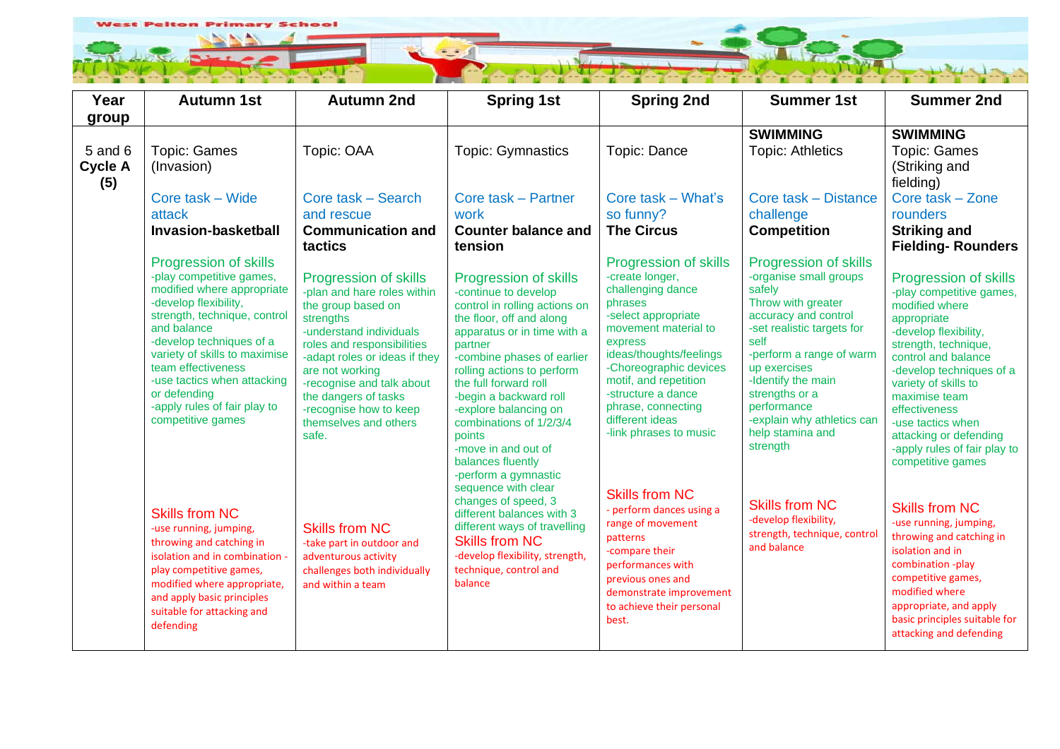West Pelton Primary School

| Year group | Autumn 1st | Autumn 2nd | Spring 1st | Spring 2nd | Summer 1st | Summer 2nd |
|---|---|---|---|---|---|---|
| **5 and 6 Cycle A (5)** | Topic: Games (Invasion)<br><br>Core task – Wide attack<br>**Invasion-basketball**<br><br>Progression of skills<br>-play competitive games, modified where appropriate<br>-develop flexibility, strength, technique, control and balance<br>-develop techniques of a variety of skills to maximise team effectiveness<br>-use tactics when attacking or defending<br>-apply rules of fair play to competitive games<br><br>Skills from NC<br>-use running, jumping, throwing and catching in isolation and in combination -play competitive games, modified where appropriate, and apply basic principles suitable for attacking and defending | Topic: OAA<br><br>Core task – Search and rescue<br>**Communication and tactics**<br><br>Progression of skills<br>-plan and hare roles within the group based on strengths<br>-understand individuals roles and responsibilities<br>-adapt roles or ideas if they are not working<br>-recognise and talk about the dangers of tasks<br>-recognise how to keep themselves and others safe.<br><br>Skills from NC<br>-take part in outdoor and adventurous activity challenges both individually and within a team | Topic: Gymnastics<br><br>Core task – Partner work<br>**Counter balance and tension**<br><br>Progression of skills<br>-continue to develop control in rolling actions on the floor, off and along apparatus or in time with a partner<br>-combine phases of earlier rolling actions to perform the full forward roll<br>-begin a backward roll<br>-explore balancing on combinations of 1/2/3/4 points<br>-move in and out of balances fluently<br>-perform a gymnastic sequence with clear changes of speed, 3 different balances with 3 different ways of travelling<br><br>Skills from NC<br>-develop flexibility, strength, technique, control and balance | Topic: Dance<br><br>Core task – What's so funny?<br>**The Circus**<br><br>Progression of skills<br>-create longer, challenging dance phrases<br>-select appropriate movement material to express ideas/thoughts/feelings<br>-Choreographic devices motif, and repetition<br>-structure a dance phrase, connecting different ideas<br>-link phrases to music<br><br>Skills from NC<br>- perform dances using a range of movement patterns<br>-compare their performances with previous ones and demonstrate improvement to achieve their personal best. | **SWIMMING**<br>Topic: Athletics<br><br>Core task – Distance challenge<br>**Competition**<br><br>Progression of skills<br>-organise small groups safely<br>Throw with greater accuracy and control<br>-set realistic targets for self<br>-perform a range of warm up exercises<br>-Identify the main strengths or a performance<br>-explain why athletics can help stamina and strength<br><br>Skills from NC<br>-develop flexibility, strength, technique, control and balance | **SWIMMING**<br>Topic: Games (Striking and fielding)<br>Core task – Zone rounders<br>**Striking and Fielding- Rounders**<br><br>Progression of skills<br>-play competitive games, modified where appropriate<br>-develop flexibility, strength, technique, control and balance<br>-develop techniques of a variety of skills to maximise team effectiveness<br>-use tactics when attacking or defending<br>-apply rules of fair play to competitive games<br><br>Skills from NC<br>-use running, jumping, throwing and catching in isolation and in combination -play competitive games, modified where appropriate, and apply basic principles suitable for attacking and defending |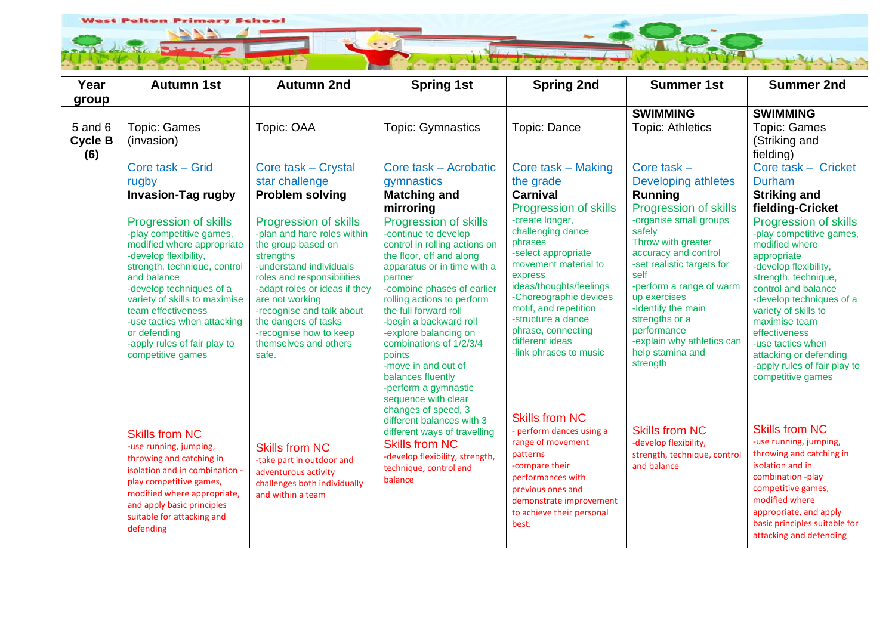West Pelton Primary School

| Year group | Autumn 1st | Autumn 2nd | Spring 1st | Spring 2nd | Summer 1st | Summer 2nd |
|---|---|---|---|---|---|---|
| 5 and 6 **Cycle B (6)** | Topic: Games (invasion)<br><br>Core task – Grid rugby<br>**Invasion-Tag rugby**<br><br>Progression of skills<br>-play competitive games, modified where appropriate<br>-develop flexibility, strength, technique, control and balance<br>-develop techniques of a variety of skills to maximise team effectiveness<br>-use tactics when attacking or defending<br>-apply rules of fair play to competitive games<br><br>Skills from NC<br>-use running, jumping, throwing and catching in isolation and in combination -play competitive games, modified where appropriate, and apply basic principles suitable for attacking and defending | Topic: OAA<br><br>Core task – Crystal star challenge<br>**Problem solving**<br><br>Progression of skills<br>-plan and hare roles within the group based on strengths<br>-understand individuals roles and responsibilities<br>-adapt roles or ideas if they are not working<br>-recognise and talk about the dangers of tasks<br>-recognise how to keep themselves and others safe.<br><br>Skills from NC<br>-take part in outdoor and adventurous activity challenges both individually and within a team | Topic: Gymnastics<br><br>Core task – Acrobatic gymnastics<br>**Matching and mirroring**<br><br>Progression of skills<br>-continue to develop control in rolling actions on the floor, off and along apparatus or in time with a partner<br>-combine phases of earlier rolling actions to perform the full forward roll<br>-begin a backward roll<br>-explore balancing on combinations of 1/2/3/4 points<br>-move in and out of balances fluently<br>-perform a gymnastic sequence with clear changes of speed, 3 different balances with 3 different ways of travelling<br><br>Skills from NC<br>-develop flexibility, strength, technique, control and balance | Topic: Dance<br><br>Core task – Making the grade<br>**Carnival**<br><br>Progression of skills<br>-create longer, challenging dance phrases<br>-select appropriate movement material to express ideas/thoughts/feelings<br>-Choreographic devices motif, and repetition<br>-structure a dance phrase, connecting different ideas<br>-link phrases to music<br><br>Skills from NC<br>- perform dances using a range of movement patterns<br>-compare their performances with previous ones and demonstrate improvement to achieve their personal best. | **SWIMMING**<br>Topic: Athletics<br><br>Core task – Developing athletes<br>**Running**<br><br>Progression of skills<br>-organise small groups safely<br>Throw with greater accuracy and control<br>-set realistic targets for self<br>-perform a range of warm up exercises<br>-Identify the main strengths or a performance<br>-explain why athletics can help stamina and strength<br><br>Skills from NC<br>-develop flexibility, strength, technique, control and balance | **SWIMMING**<br>Topic: Games (Striking and fielding)<br><br>Core task – Cricket Durham<br>**Striking and fielding-Cricket**<br><br>Progression of skills<br>-play competitive games, modified where appropriate<br>-develop flexibility, strength, technique, control and balance<br>-develop techniques of a variety of skills to maximise team effectiveness<br>-use tactics when attacking or defending<br>-apply rules of fair play to competitive games<br><br>Skills from NC<br>-use running, jumping, throwing and catching in isolation and in combination -play competitive games, modified where appropriate, and apply basic principles suitable for attacking and defending |